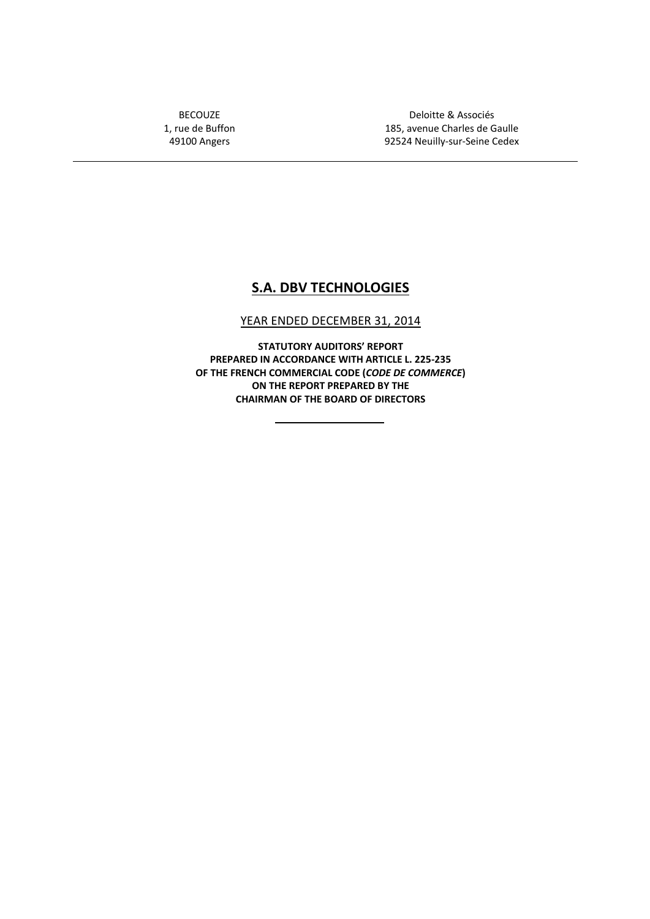BECOUZE
1, rue de Buffon
49100 Angers

Deloitte & Associés
185, avenue Charles de Gaulle
92524 Neuilly-sur-Seine Cedex

---

# S.A. DBV TECHNOLOGIES

YEAR ENDED DECEMBER 31, 2014

**STATUTORY AUDITORS' REPORT**
**PREPARED IN ACCORDANCE WITH ARTICLE L. 225-235**
**OF THE FRENCH COMMERCIAL CODE (*CODE DE COMMERCE*)**
**ON THE REPORT PREPARED BY THE**
**CHAIRMAN OF THE BOARD OF DIRECTORS**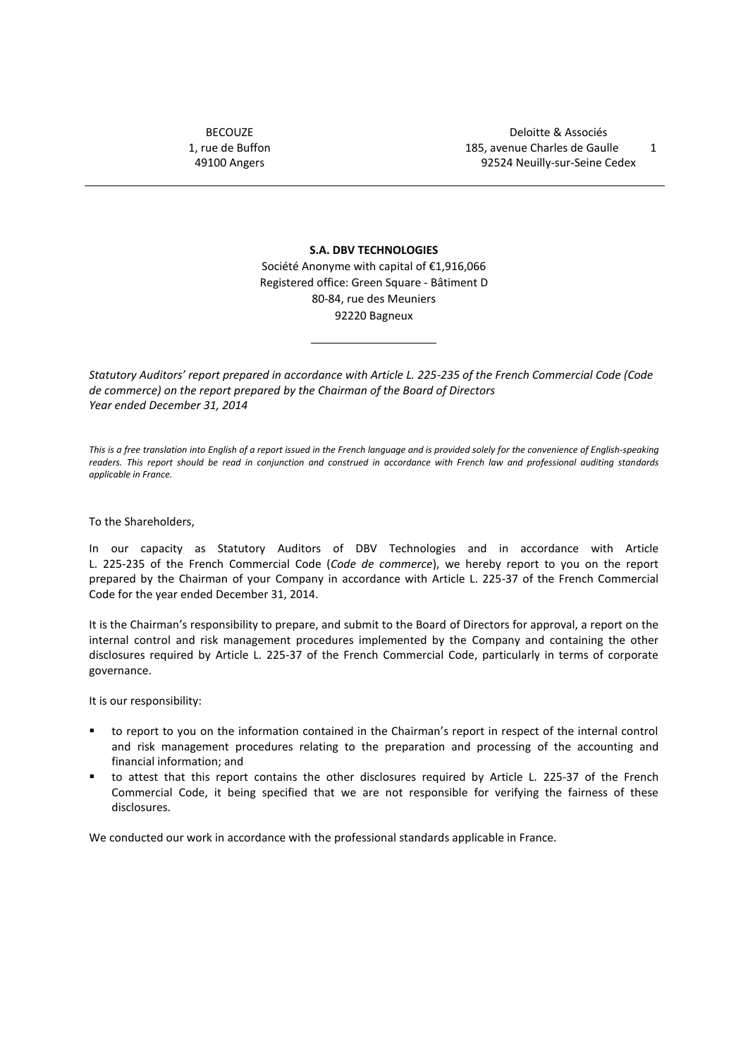BECOUZE
1, rue de Buffon
49100 Angers

Deloitte & Associés
185, avenue Charles de Gaulle
92524 Neuilly-sur-Seine Cedex

**S.A. DBV TECHNOLOGIES**

Société Anonyme with capital of €1,916,066
Registered office: Green Square - Bâtiment D
80-84, rue des Meuniers
92220 Bagneux

---

*Statutory Auditors' report prepared in accordance with Article L. 225-235 of the French Commercial Code (Code de commerce) on the report prepared by the Chairman of the Board of Directors*
*Year ended December 31, 2014*

*This is a free translation into English of a report issued in the French language and is provided solely for the convenience of English-speaking readers. This report should be read in conjunction and construed in accordance with French law and professional auditing standards applicable in France.*

To the Shareholders,

In our capacity as Statutory Auditors of DBV Technologies and in accordance with Article L. 225-235 of the French Commercial Code (*Code de commerce*), we hereby report to you on the report prepared by the Chairman of your Company in accordance with Article L. 225-37 of the French Commercial Code for the year ended December 31, 2014.

It is the Chairman's responsibility to prepare, and submit to the Board of Directors for approval, a report on the internal control and risk management procedures implemented by the Company and containing the other disclosures required by Article L. 225-37 of the French Commercial Code, particularly in terms of corporate governance.

It is our responsibility:

- to report to you on the information contained in the Chairman's report in respect of the internal control and risk management procedures relating to the preparation and processing of the accounting and financial information; and
- to attest that this report contains the other disclosures required by Article L. 225-37 of the French Commercial Code, it being specified that we are not responsible for verifying the fairness of these disclosures.

We conducted our work in accordance with the professional standards applicable in France.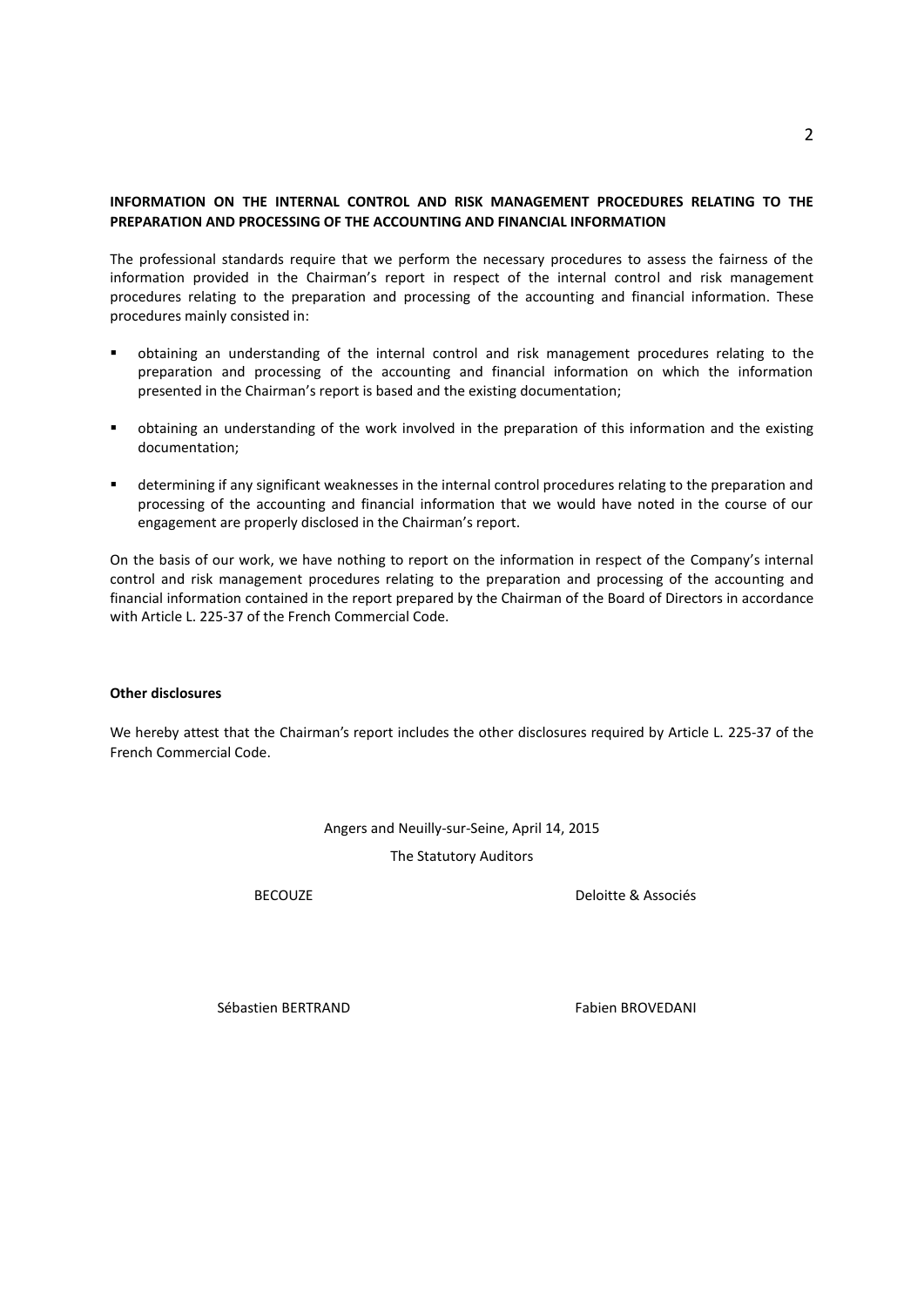**INFORMATION ON THE INTERNAL CONTROL AND RISK MANAGEMENT PROCEDURES RELATING TO THE PREPARATION AND PROCESSING OF THE ACCOUNTING AND FINANCIAL INFORMATION**

The professional standards require that we perform the necessary procedures to assess the fairness of the information provided in the Chairman's report in respect of the internal control and risk management procedures relating to the preparation and processing of the accounting and financial information. These procedures mainly consisted in:

- obtaining an understanding of the internal control and risk management procedures relating to the preparation and processing of the accounting and financial information on which the information presented in the Chairman's report is based and the existing documentation;
- obtaining an understanding of the work involved in the preparation of this information and the existing documentation;
- determining if any significant weaknesses in the internal control procedures relating to the preparation and processing of the accounting and financial information that we would have noted in the course of our engagement are properly disclosed in the Chairman's report.

On the basis of our work, we have nothing to report on the information in respect of the Company's internal control and risk management procedures relating to the preparation and processing of the accounting and financial information contained in the report prepared by the Chairman of the Board of Directors in accordance with Article L. 225-37 of the French Commercial Code.

**Other disclosures**

We hereby attest that the Chairman's report includes the other disclosures required by Article L. 225-37 of the French Commercial Code.

Angers and Neuilly-sur-Seine, April 14, 2015

The Statutory Auditors

BECOUZE

Sébastien BERTRAND

Deloitte & Associés

Fabien BROVEDANI